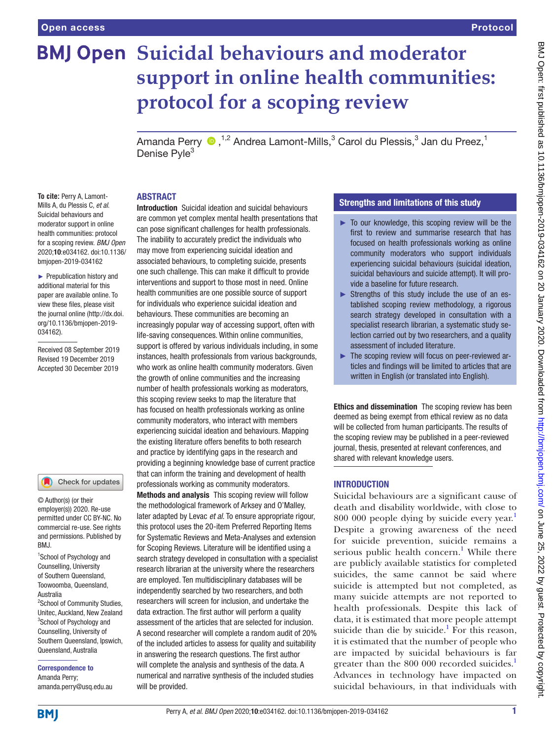Open access

Protocol

# Suicidal behaviours and moderator support in online health communities: protocol for a scoping review

Amanda Perry [1,2] Andrea Lamont-Mills,[3] Carol du Plessis,[3] Jan du Preez,[1] Denise Pyle[3]

**To cite:** Perry A, Lamont-Mills A, du Plessis C, *et al*. Suicidal behaviours and moderator support in online health communities: protocol for a scoping review. *BMJ Open* 2020;**10**:e034162. doi:10.1136/bmjopen-2019-034162

► Prepublication history and additional material for this paper are available online. To view these files, please visit the journal online (http://dx.doi.org/10.1136/bmjopen-2019-034162).

Received 08 September 2019
Revised 19 December 2019
Accepted 30 December 2019

© Author(s) (or their employer(s)) 2020. Re-use permitted under CC BY-NC. No commercial re-use. See rights and permissions. Published by BMJ.

[1]School of Psychology and Counselling, University of Southern Queensland, Toowoomba, Queensland, Australia
[2]School of Community Studies, Unitec, Auckland, New Zealand
[3]School of Psychology and Counselling, University of Southern Queensland, Ipswich, Queensland, Australia

**Correspondence to**
Amanda Perry;
amanda.perry@usq.edu.au

## ABSTRACT

**Introduction** Suicidal ideation and suicidal behaviours are common yet complex mental health presentations that can pose significant challenges for health professionals. The inability to accurately predict the individuals who may move from experiencing suicidal ideation and associated behaviours, to completing suicide, presents one such challenge. This can make it difficult to provide interventions and support to those most in need. Online health communities are one possible source of support for individuals who experience suicidal ideation and behaviours. These communities are becoming an increasingly popular way of accessing support, often with life-saving consequences. Within online communities, support is offered by various individuals including, in some instances, health professionals from various backgrounds, who work as online health community moderators. Given the growth of online communities and the increasing number of health professionals working as moderators, this scoping review seeks to map the literature that has focused on health professionals working as online community moderators, who interact with members experiencing suicidal ideation and behaviours. Mapping the existing literature offers benefits to both research and practice by identifying gaps in the research and providing a beginning knowledge base of current practice that can inform the training and development of health professionals working as community moderators.

**Methods and analysis** This scoping review will follow the methodological framework of Arksey and O'Malley, later adapted by Levac *et al*. To ensure appropriate rigour, this protocol uses the 20-item Preferred Reporting Items for Systematic Reviews and Meta-Analyses and extension for Scoping Reviews. Literature will be identified using a search strategy developed in consultation with a specialist research librarian at the university where the researchers are employed. Ten multidisciplinary databases will be independently searched by two researchers, and both researchers will screen for inclusion, and undertake the data extraction. The first author will perform a quality assessment of the articles that are selected for inclusion. A second researcher will complete a random audit of 20% of the included articles to assess for quality and suitability in answering the research questions. The first author will complete the analysis and synthesis of the data. A numerical and narrative synthesis of the included studies will be provided.

**Ethics and dissemination** The scoping review has been deemed as being exempt from ethical review as no data will be collected from human participants. The results of the scoping review may be published in a peer-reviewed journal, thesis, presented at relevant conferences, and shared with relevant knowledge users.

## Strengths and limitations of this study

- To our knowledge, this scoping review will be the first to review and summarise research that has focused on health professionals working as online community moderators who support individuals experiencing suicidal behaviours (suicidal ideation, suicidal behaviours and suicide attempt). It will provide a baseline for future research.
- Strengths of this study include the use of an established scoping review methodology, a rigorous search strategy developed in consultation with a specialist research librarian, a systematic study selection carried out by two researchers, and a quality assessment of included literature.
- The scoping review will focus on peer-reviewed articles and findings will be limited to articles that are written in English (or translated into English).

## INTRODUCTION

Suicidal behaviours are a significant cause of death and disability worldwide, with close to 800 000 people dying by suicide every year.[1] Despite a growing awareness of the need for suicide prevention, suicide remains a serious public health concern.[1] While there are publicly available statistics for completed suicides, the same cannot be said where suicide is attempted but not completed, as many suicide attempts are not reported to health professionals. Despite this lack of data, it is estimated that more people attempt suicide than die by suicide.[1] For this reason, it is estimated that the number of people who are impacted by suicidal behaviours is far greater than the 800 000 recorded suicides.[1] Advances in technology have impacted on suicidal behaviours, in that individuals with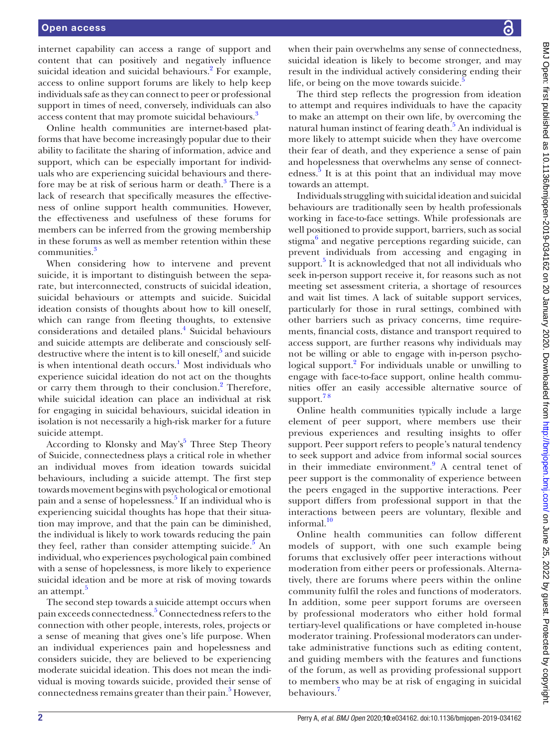internet capability can access a range of support and content that can positively and negatively influence suicidal ideation and suicidal behaviours.[2] For example, access to online support forums are likely to help keep individuals safe as they can connect to peer or professional support in times of need, conversely, individuals can also access content that may promote suicidal behaviours.[3]

Online health communities are internet-based platforms that have become increasingly popular due to their ability to facilitate the sharing of information, advice and support, which can be especially important for individuals who are experiencing suicidal behaviours and therefore may be at risk of serious harm or death.[3] There is a lack of research that specifically measures the effectiveness of online support health communities. However, the effectiveness and usefulness of these forums for members can be inferred from the growing membership in these forums as well as member retention within these communities.[3]

When considering how to intervene and prevent suicide, it is important to distinguish between the separate, but interconnected, constructs of suicidal ideation, suicidal behaviours or attempts and suicide. Suicidal ideation consists of thoughts about how to kill oneself, which can range from fleeting thoughts, to extensive considerations and detailed plans.[4] Suicidal behaviours and suicide attempts are deliberate and consciously self-destructive where the intent is to kill oneself,[5] and suicide is when intentional death occurs.[1] Most individuals who experience suicidal ideation do not act on the thoughts or carry them through to their conclusion.[2] Therefore, while suicidal ideation can place an individual at risk for engaging in suicidal behaviours, suicidal ideation in isolation is not necessarily a high-risk marker for a future suicide attempt.

According to Klonsky and May's[5] Three Step Theory of Suicide, connectedness plays a critical role in whether an individual moves from ideation towards suicidal behaviours, including a suicide attempt. The first step towards movement begins with psychological or emotional pain and a sense of hopelessness.[5] If an individual who is experiencing suicidal thoughts has hope that their situation may improve, and that the pain can be diminished, the individual is likely to work towards reducing the pain they feel, rather than consider attempting suicide.[5] An individual, who experiences psychological pain combined with a sense of hopelessness, is more likely to experience suicidal ideation and be more at risk of moving towards an attempt.[5]

The second step towards a suicide attempt occurs when pain exceeds connectedness.[5] Connectedness refers to the connection with other people, interests, roles, projects or a sense of meaning that gives one's life purpose. When an individual experiences pain and hopelessness and considers suicide, they are believed to be experiencing moderate suicidal ideation. This does not mean the individual is moving towards suicide, provided their sense of connectedness remains greater than their pain.[5] However, when their pain overwhelms any sense of connectedness, suicidal ideation is likely to become stronger, and may result in the individual actively considering ending their life, or being on the move towards suicide.[5]

The third step reflects the progression from ideation to attempt and requires individuals to have the capacity to make an attempt on their own life, by overcoming the natural human instinct of fearing death.[5] An individual is more likely to attempt suicide when they have overcome their fear of death, and they experience a sense of pain and hopelessness that overwhelms any sense of connectedness.[5] It is at this point that an individual may move towards an attempt.

Individuals struggling with suicidal ideation and suicidal behaviours are traditionally seen by health professionals working in face-to-face settings. While professionals are well positioned to provide support, barriers, such as social stigma[6] and negative perceptions regarding suicide, can prevent individuals from accessing and engaging in support.[5] It is acknowledged that not all individuals who seek in-person support receive it, for reasons such as not meeting set assessment criteria, a shortage of resources and wait list times. A lack of suitable support services, particularly for those in rural settings, combined with other barriers such as privacy concerns, time requirements, financial costs, distance and transport required to access support, are further reasons why individuals may not be willing or able to engage with in-person psychological support.[2] For individuals unable or unwilling to engage with face-to-face support, online health communities offer an easily accessible alternative source of support.[7,8]

Online health communities typically include a large element of peer support, where members use their previous experiences and resulting insights to offer support. Peer support refers to people's natural tendency to seek support and advice from informal social sources in their immediate environment.[9] A central tenet of peer support is the commonality of experience between the peers engaged in the supportive interactions. Peer support differs from professional support in that the interactions between peers are voluntary, flexible and informal.[10]

Online health communities can follow different models of support, with one such example being forums that exclusively offer peer interactions without moderation from either peers or professionals. Alternatively, there are forums where peers within the online community fulfil the roles and functions of moderators. In addition, some peer support forums are overseen by professional moderators who either hold formal tertiary-level qualifications or have completed in-house moderator training. Professional moderators can undertake administrative functions such as editing content, and guiding members with the features and functions of the forum, as well as providing professional support to members who may be at risk of engaging in suicidal behaviours.[7]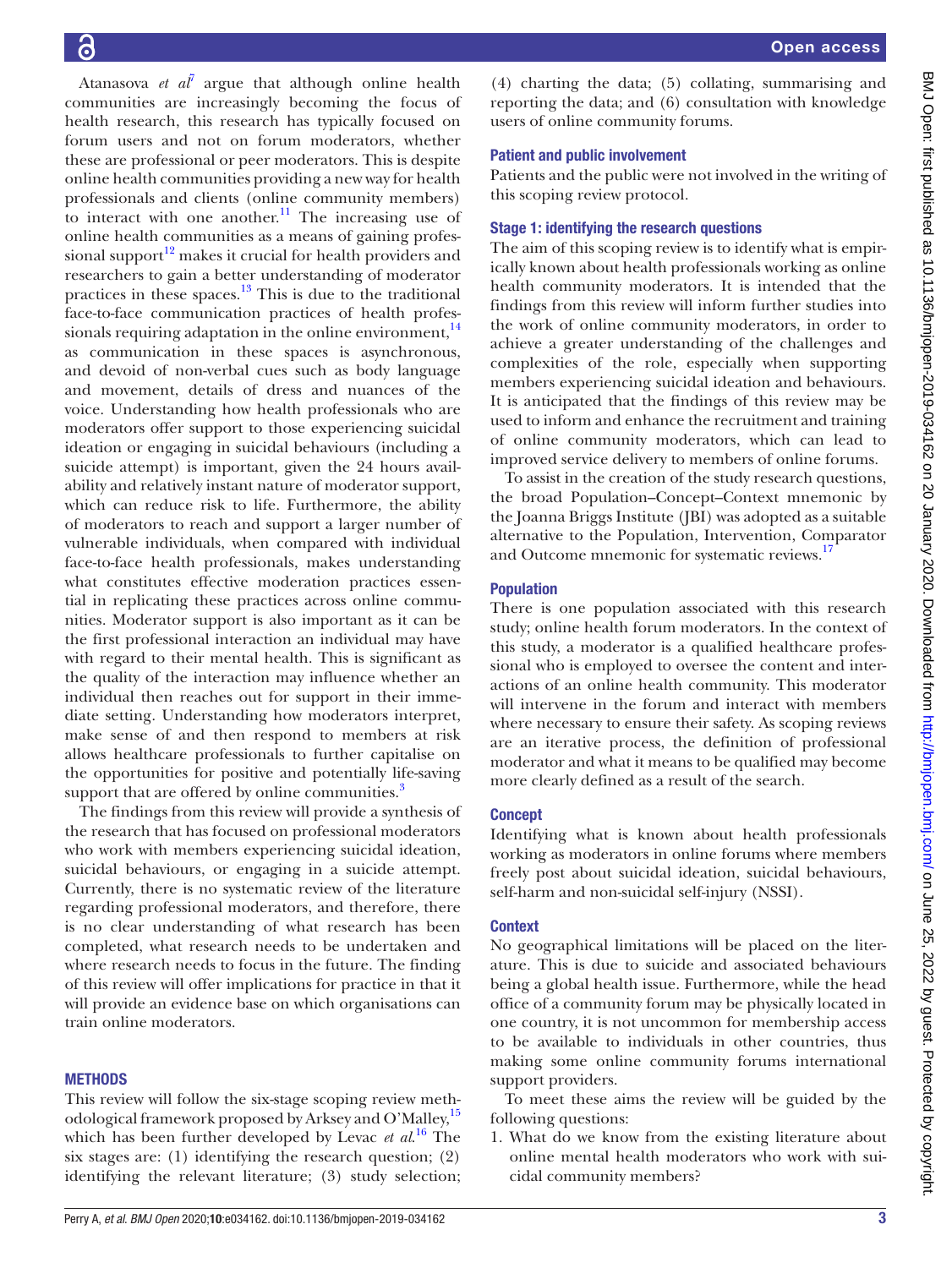Atanasova *et al*[7] argue that although online health communities are increasingly becoming the focus of health research, this research has typically focused on forum users and not on forum moderators, whether these are professional or peer moderators. This is despite online health communities providing a new way for health professionals and clients (online community members) to interact with one another.[11] The increasing use of online health communities as a means of gaining professional support[12] makes it crucial for health providers and researchers to gain a better understanding of moderator practices in these spaces.[13] This is due to the traditional face-to-face communication practices of health professionals requiring adaptation in the online environment,[14] as communication in these spaces is asynchronous, and devoid of non-verbal cues such as body language and movement, details of dress and nuances of the voice. Understanding how health professionals who are moderators offer support to those experiencing suicidal ideation or engaging in suicidal behaviours (including a suicide attempt) is important, given the 24 hours availability and relatively instant nature of moderator support, which can reduce risk to life. Furthermore, the ability of moderators to reach and support a larger number of vulnerable individuals, when compared with individual face-to-face health professionals, makes understanding what constitutes effective moderation practices essential in replicating these practices across online communities. Moderator support is also important as it can be the first professional interaction an individual may have with regard to their mental health. This is significant as the quality of the interaction may influence whether an individual then reaches out for support in their immediate setting. Understanding how moderators interpret, make sense of and then respond to members at risk allows healthcare professionals to further capitalise on the opportunities for positive and potentially life-saving support that are offered by online communities.[3]

The findings from this review will provide a synthesis of the research that has focused on professional moderators who work with members experiencing suicidal ideation, suicidal behaviours, or engaging in a suicide attempt. Currently, there is no systematic review of the literature regarding professional moderators, and therefore, there is no clear understanding of what research has been completed, what research needs to be undertaken and where research needs to focus in the future. The finding of this review will offer implications for practice in that it will provide an evidence base on which organisations can train online moderators.

## METHODS

This review will follow the six-stage scoping review methodological framework proposed by Arksey and O'Malley,[15] which has been further developed by Levac *et al*.[16] The six stages are: (1) identifying the research question; (2) identifying the relevant literature; (3) study selection; (4) charting the data; (5) collating, summarising and reporting the data; and (6) consultation with knowledge users of online community forums.

### Patient and public involvement

Patients and the public were not involved in the writing of this scoping review protocol.

### Stage 1: identifying the research questions

The aim of this scoping review is to identify what is empirically known about health professionals working as online health community moderators. It is intended that the findings from this review will inform further studies into the work of online community moderators, in order to achieve a greater understanding of the challenges and complexities of the role, especially when supporting members experiencing suicidal ideation and behaviours. It is anticipated that the findings of this review may be used to inform and enhance the recruitment and training of online community moderators, which can lead to improved service delivery to members of online forums.

To assist in the creation of the study research questions, the broad Population–Concept–Context mnemonic by the Joanna Briggs Institute (JBI) was adopted as a suitable alternative to the Population, Intervention, Comparator and Outcome mnemonic for systematic reviews.[17]

### Population

There is one population associated with this research study; online health forum moderators. In the context of this study, a moderator is a qualified healthcare professional who is employed to oversee the content and interactions of an online health community. This moderator will intervene in the forum and interact with members where necessary to ensure their safety. As scoping reviews are an iterative process, the definition of professional moderator and what it means to be qualified may become more clearly defined as a result of the search.

### Concept

Identifying what is known about health professionals working as moderators in online forums where members freely post about suicidal ideation, suicidal behaviours, self-harm and non-suicidal self-injury (NSSI).

### Context

No geographical limitations will be placed on the literature. This is due to suicide and associated behaviours being a global health issue. Furthermore, while the head office of a community forum may be physically located in one country, it is not uncommon for membership access to be available to individuals in other countries, thus making some online community forums international support providers.

To meet these aims the review will be guided by the following questions:

1. What do we know from the existing literature about online mental health moderators who work with suicidal community members?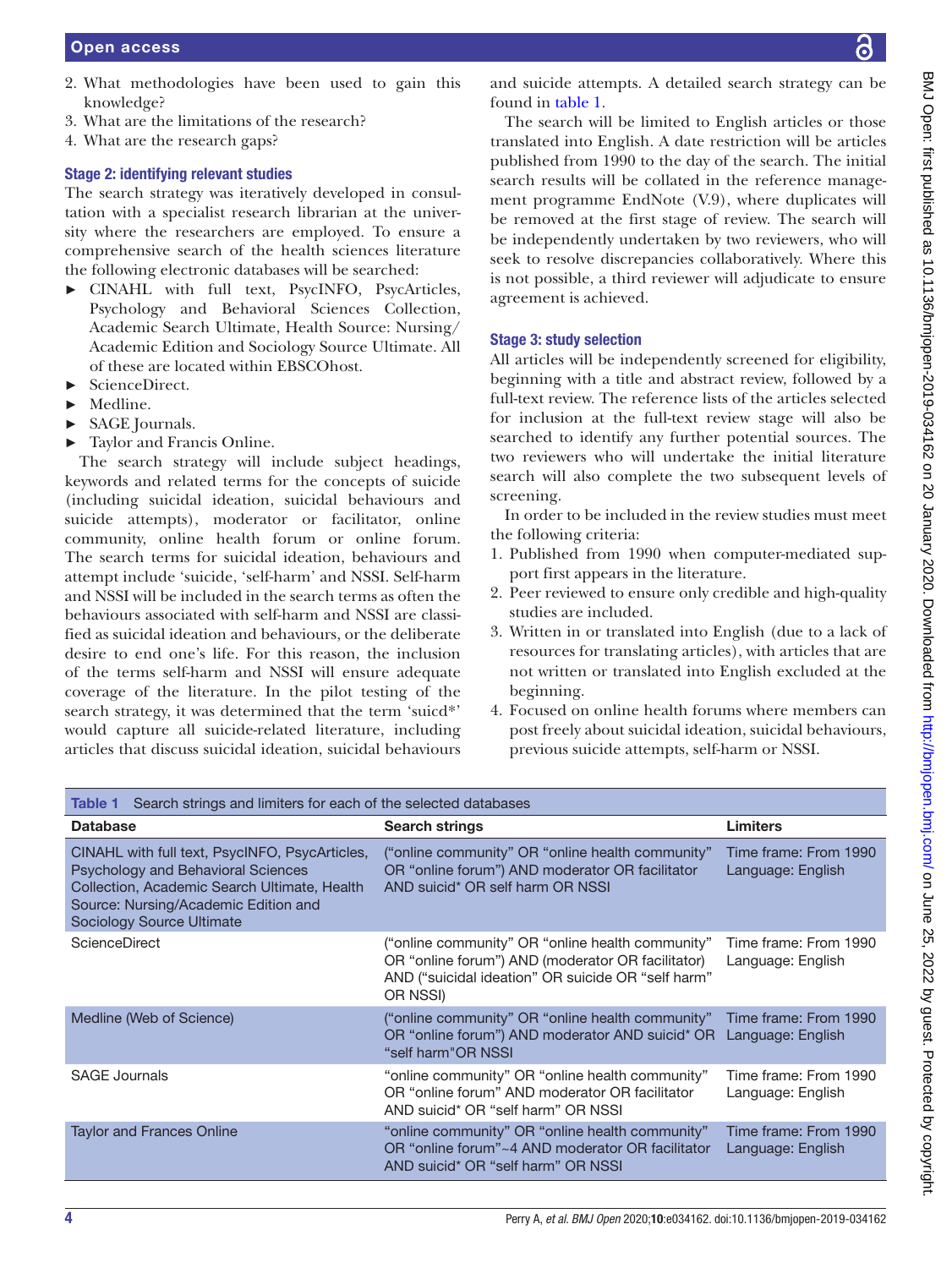2. What methodologies have been used to gain this knowledge?
3. What are the limitations of the research?
4. What are the research gaps?

### Stage 2: identifying relevant studies

The search strategy was iteratively developed in consultation with a specialist research librarian at the university where the researchers are employed. To ensure a comprehensive search of the health sciences literature the following electronic databases will be searched:

- CINAHL with full text, PsycINFO, PsycArticles, Psychology and Behavioral Sciences Collection, Academic Search Ultimate, Health Source: Nursing/Academic Edition and Sociology Source Ultimate. All of these are located within EBSCOhost.
- ScienceDirect.
- Medline.
- SAGE Journals.
- Taylor and Francis Online.

The search strategy will include subject headings, keywords and related terms for the concepts of suicide (including suicidal ideation, suicidal behaviours and suicide attempts), moderator or facilitator, online community, online health forum or online forum. The search terms for suicidal ideation, behaviours and attempt include 'suicide, 'self-harm' and NSSI. Self-harm and NSSI will be included in the search terms as often the behaviours associated with self-harm and NSSI are classified as suicidal ideation and behaviours, or the deliberate desire to end one's life. For this reason, the inclusion of the terms self-harm and NSSI will ensure adequate coverage of the literature. In the pilot testing of the search strategy, it was determined that the term 'suicd*' would capture all suicide-related literature, including articles that discuss suicidal ideation, suicidal behaviours and suicide attempts. A detailed search strategy can be found in table 1.

The search will be limited to English articles or those translated into English. A date restriction will be articles published from 1990 to the day of the search. The initial search results will be collated in the reference management programme EndNote (V.9), where duplicates will be removed at the first stage of review. The search will be independently undertaken by two reviewers, who will seek to resolve discrepancies collaboratively. Where this is not possible, a third reviewer will adjudicate to ensure agreement is achieved.

### Stage 3: study selection

All articles will be independently screened for eligibility, beginning with a title and abstract review, followed by a full-text review. The reference lists of the articles selected for inclusion at the full-text review stage will also be searched to identify any further potential sources. The two reviewers who will undertake the initial literature search will also complete the two subsequent levels of screening.

In order to be included in the review studies must meet the following criteria:

1. Published from 1990 when computer-mediated support first appears in the literature.
2. Peer reviewed to ensure only credible and high-quality studies are included.
3. Written in or translated into English (due to a lack of resources for translating articles), with articles that are not written or translated into English excluded at the beginning.
4. Focused on online health forums where members can post freely about suicidal ideation, suicidal behaviours, previous suicide attempts, self-harm or NSSI.

**Table 1** Search strings and limiters for each of the selected databases

| Database | Search strings | Limiters |
|---|---|---|
| CINAHL with full text, PsycINFO, PsycArticles, Psychology and Behavioral Sciences Collection, Academic Search Ultimate, Health Source: Nursing/Academic Edition and Sociology Source Ultimate | ("online community" OR "online health community" OR "online forum") AND moderator OR facilitator AND suicid* OR self harm OR NSSI | Time frame: From 1990 Language: English |
| ScienceDirect | ("online community" OR "online health community" OR "online forum") AND (moderator OR facilitator) AND ("suicidal ideation" OR suicide OR "self harm" OR NSSI) | Time frame: From 1990 Language: English |
| Medline (Web of Science) | ("online community" OR "online health community" OR "online forum") AND moderator AND suicid* OR "self harm"OR NSSI | Time frame: From 1990 Language: English |
| SAGE Journals | "online community" OR "online health community" OR "online forum" AND moderator OR facilitator AND suicid* OR "self harm" OR NSSI | Time frame: From 1990 Language: English |
| Taylor and Frances Online | "online community" OR "online health community" OR "online forum"~4 AND moderator OR facilitator AND suicid* OR "self harm" OR NSSI | Time frame: From 1990 Language: English |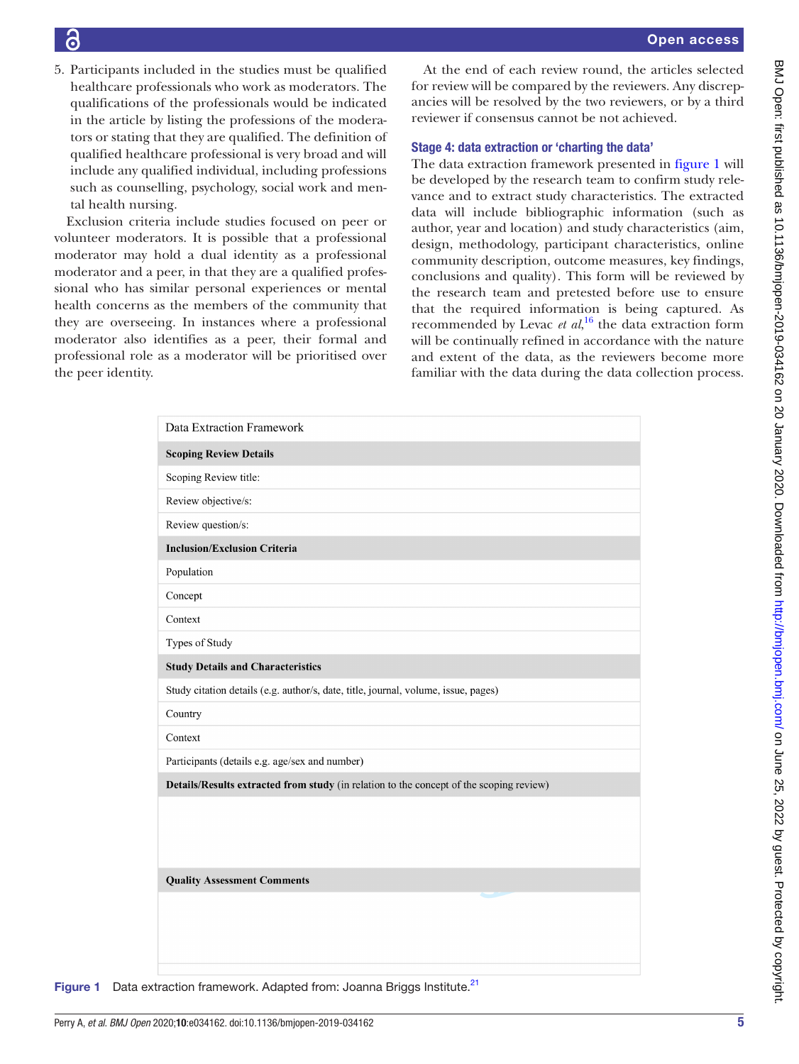5. Participants included in the studies must be qualified healthcare professionals who work as moderators. The qualifications of the professionals would be indicated in the article by listing the professions of the moderators or stating that they are qualified. The definition of qualified healthcare professional is very broad and will include any qualified individual, including professions such as counselling, psychology, social work and mental health nursing.

Exclusion criteria include studies focused on peer or volunteer moderators. It is possible that a professional moderator may hold a dual identity as a professional moderator and a peer, in that they are a qualified professional who has similar personal experiences or mental health concerns as the members of the community that they are overseeing. In instances where a professional moderator also identifies as a peer, their formal and professional role as a moderator will be prioritised over the peer identity.

At the end of each review round, the articles selected for review will be compared by the reviewers. Any discrepancies will be resolved by the two reviewers, or by a third reviewer if consensus cannot be not achieved.

### Stage 4: data extraction or 'charting the data'

The data extraction framework presented in figure 1 will be developed by the research team to confirm study relevance and to extract study characteristics. The extracted data will include bibliographic information (such as author, year and location) and study characteristics (aim, design, methodology, participant characteristics, online community description, outcome measures, key findings, conclusions and quality). This form will be reviewed by the research team and pretested before use to ensure that the required information is being captured. As recommended by Levac *et al*,[16] the data extraction form will be continually refined in accordance with the nature and extent of the data, as the reviewers become more familiar with the data during the data collection process.

| Data Extraction Framework |
|---|
| **Scoping Review Details** |
| Scoping Review title: |
| Review objective/s: |
| Review question/s: |
| **Inclusion/Exclusion Criteria** |
| Population |
| Concept |
| Context |
| Types of Study |
| **Study Details and Characteristics** |
| Study citation details (e.g. author/s, date, title, journal, volume, issue, pages) |
| Country |
| Context |
| Participants (details e.g. age/sex and number) |
| **Details/Results extracted from study** (in relation to the concept of the scoping review) |
| |
| **Quality Assessment Comments** |
| |

**Figure 1** Data extraction framework. Adapted from: Joanna Briggs Institute.[21]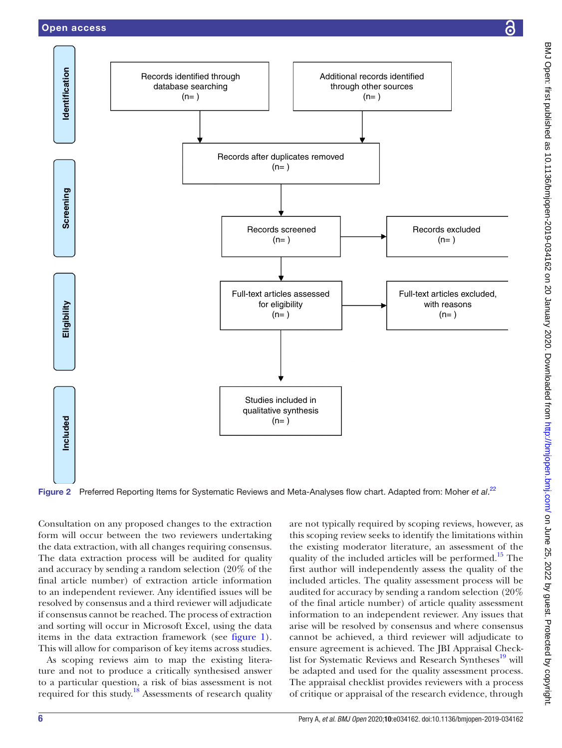Identification

Records identified through database searching (n= )

Additional records identified through other sources (n= )

Records after duplicates removed (n= )

Screening

Records screened (n= )

Records excluded (n= )

Eligibility

Full-text articles assessed for eligibility (n= )

Full-text articles excluded, with reasons (n= )

Included

Studies included in qualitative synthesis (n= )

**Figure 2** Preferred Reporting Items for Systematic Reviews and Meta-Analyses flow chart. Adapted from: Moher *et al*.[22]

Consultation on any proposed changes to the extraction form will occur between the two reviewers undertaking the data extraction, with all changes requiring consensus. The data extraction process will be audited for quality and accuracy by sending a random selection (20% of the final article number) of extraction article information to an independent reviewer. Any identified issues will be resolved by consensus and a third reviewer will adjudicate if consensus cannot be reached. The process of extraction and sorting will occur in Microsoft Excel, using the data items in the data extraction framework (see figure 1). This will allow for comparison of key items across studies.

As scoping reviews aim to map the existing literature and not to produce a critically synthesised answer to a particular question, a risk of bias assessment is not required for this study.[18] Assessments of research quality are not typically required by scoping reviews, however, as this scoping review seeks to identify the limitations within the existing moderator literature, an assessment of the quality of the included articles will be performed.[15] The first author will independently assess the quality of the included articles. The quality assessment process will be audited for accuracy by sending a random selection (20% of the final article number) of article quality assessment information to an independent reviewer. Any issues that arise will be resolved by consensus and where consensus cannot be achieved, a third reviewer will adjudicate to ensure agreement is achieved. The JBI Appraisal Checklist for Systematic Reviews and Research Syntheses[19] will be adapted and used for the quality assessment process. The appraisal checklist provides reviewers with a process of critique or appraisal of the research evidence, through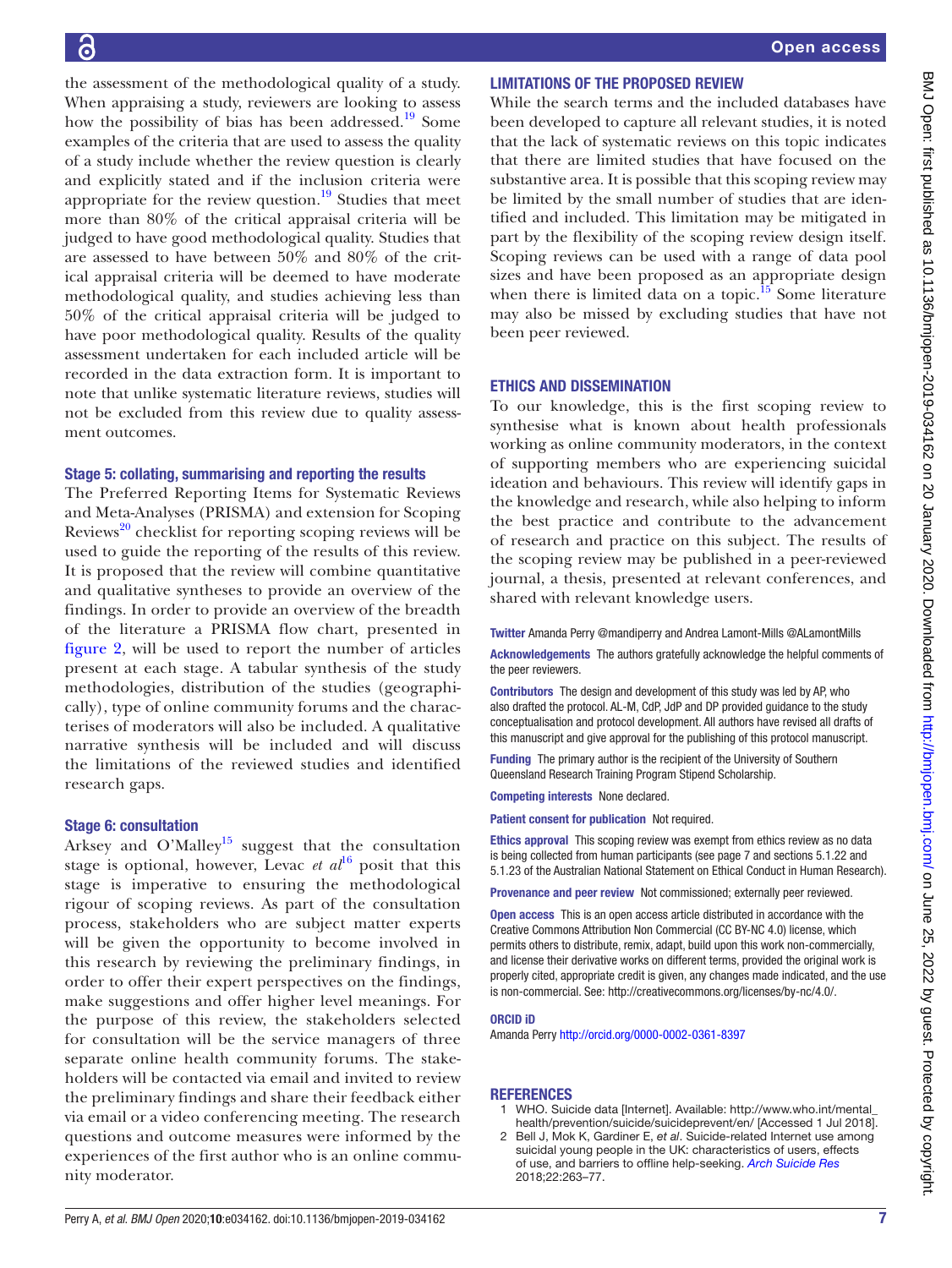the assessment of the methodological quality of a study. When appraising a study, reviewers are looking to assess how the possibility of bias has been addressed.[19] Some examples of the criteria that are used to assess the quality of a study include whether the review question is clearly and explicitly stated and if the inclusion criteria were appropriate for the review question.[19] Studies that meet more than 80% of the critical appraisal criteria will be judged to have good methodological quality. Studies that are assessed to have between 50% and 80% of the critical appraisal criteria will be deemed to have moderate methodological quality, and studies achieving less than 50% of the critical appraisal criteria will be judged to have poor methodological quality. Results of the quality assessment undertaken for each included article will be recorded in the data extraction form. It is important to note that unlike systematic literature reviews, studies will not be excluded from this review due to quality assessment outcomes.

### Stage 5: collating, summarising and reporting the results

The Preferred Reporting Items for Systematic Reviews and Meta-Analyses (PRISMA) and extension for Scoping Reviews[20] checklist for reporting scoping reviews will be used to guide the reporting of the results of this review. It is proposed that the review will combine quantitative and qualitative syntheses to provide an overview of the findings. In order to provide an overview of the breadth of the literature a PRISMA flow chart, presented in figure 2, will be used to report the number of articles present at each stage. A tabular synthesis of the study methodologies, distribution of the studies (geographically), type of online community forums and the characterises of moderators will also be included. A qualitative narrative synthesis will be included and will discuss the limitations of the reviewed studies and identified research gaps.

### Stage 6: consultation

Arksey and O'Malley[15] suggest that the consultation stage is optional, however, Levac *et al*[16] posit that this stage is imperative to ensuring the methodological rigour of scoping reviews. As part of the consultation process, stakeholders who are subject matter experts will be given the opportunity to become involved in this research by reviewing the preliminary findings, in order to offer their expert perspectives on the findings, make suggestions and offer higher level meanings. For the purpose of this review, the stakeholders selected for consultation will be the service managers of three separate online health community forums. The stakeholders will be contacted via email and invited to review the preliminary findings and share their feedback either via email or a video conferencing meeting. The research questions and outcome measures were informed by the experiences of the first author who is an online community moderator.

## LIMITATIONS OF THE PROPOSED REVIEW

While the search terms and the included databases have been developed to capture all relevant studies, it is noted that the lack of systematic reviews on this topic indicates that there are limited studies that have focused on the substantive area. It is possible that this scoping review may be limited by the small number of studies that are identified and included. This limitation may be mitigated in part by the flexibility of the scoping review design itself. Scoping reviews can be used with a range of data pool sizes and have been proposed as an appropriate design when there is limited data on a topic.[15] Some literature may also be missed by excluding studies that have not been peer reviewed.

## ETHICS AND DISSEMINATION

To our knowledge, this is the first scoping review to synthesise what is known about health professionals working as online community moderators, in the context of supporting members who are experiencing suicidal ideation and behaviours. This review will identify gaps in the knowledge and research, while also helping to inform the best practice and contribute to the advancement of research and practice on this subject. The results of the scoping review may be published in a peer-reviewed journal, a thesis, presented at relevant conferences, and shared with relevant knowledge users.

**Twitter** Amanda Perry @mandiperry and Andrea Lamont-Mills @ALamontMills

**Acknowledgements** The authors gratefully acknowledge the helpful comments of the peer reviewers.

**Contributors** The design and development of this study was led by AP, who also drafted the protocol. AL-M, CdP, JdP and DP provided guidance to the study conceptualisation and protocol development. All authors have revised all drafts of this manuscript and give approval for the publishing of this protocol manuscript.

**Funding** The primary author is the recipient of the University of Southern Queensland Research Training Program Stipend Scholarship.

**Competing interests** None declared.

**Patient consent for publication** Not required.

**Ethics approval** This scoping review was exempt from ethics review as no data is being collected from human participants (see page 7 and sections 5.1.22 and 5.1.23 of the Australian National Statement on Ethical Conduct in Human Research).

**Provenance and peer review** Not commissioned; externally peer reviewed.

**Open access** This is an open access article distributed in accordance with the Creative Commons Attribution Non Commercial (CC BY-NC 4.0) license, which permits others to distribute, remix, adapt, build upon this work non-commercially, and license their derivative works on different terms, provided the original work is properly cited, appropriate credit is given, any changes made indicated, and the use is non-commercial. See: http://creativecommons.org/licenses/by-nc/4.0/.

**ORCID iD**

Amanda Perry http://orcid.org/0000-0002-0361-8397

## REFERENCES

1. WHO. Suicide data [Internet]. Available: http://www.who.int/mental_health/prevention/suicide/suicideprevent/en/ [Accessed 1 Jul 2018].
2. Bell J, Mok K, Gardiner E, *et al*. Suicide-related Internet use among suicidal young people in the UK: characteristics of users, effects of use, and barriers to offline help-seeking. *Arch Suicide Res* 2018;22:263–77.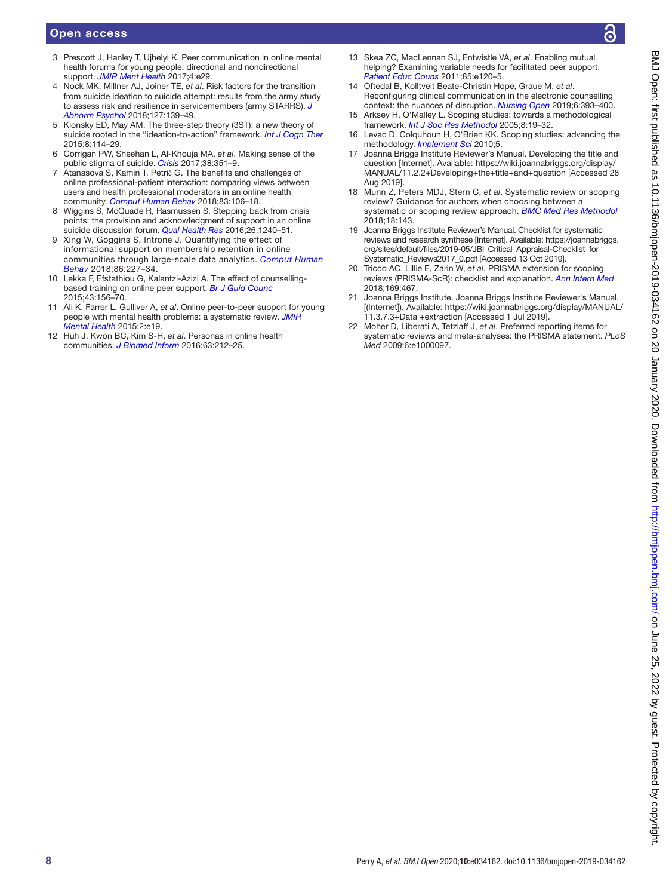3 Prescott J, Hanley T, Ujhelyi K. Peer communication in online mental health forums for young people: directional and nondirectional support. *JMIR Ment Health* 2017;4:e29.
4 Nock MK, Millner AJ, Joiner TE, *et al*. Risk factors for the transition from suicide ideation to suicide attempt: results from the army study to assess risk and resilience in servicemembers (army STARRS). *J Abnorm Psychol* 2018;127:139–49.
5 Klonsky ED, May AM. The three-step theory (3ST): a new theory of suicide rooted in the "ideation-to-action" framework. *Int J Cogn Ther* 2015;8:114–29.
6 Corrigan PW, Sheehan L, Al-Khouja MA, *et al*. Making sense of the public stigma of suicide. *Crisis* 2017;38:351–9.
7 Atanasova S, Kamin T, Petrič G. The benefits and challenges of online professional-patient interaction: comparing views between users and health professional moderators in an online health community. *Comput Human Behav* 2018;83:106–18.
8 Wiggins S, McQuade R, Rasmussen S. Stepping back from crisis points: the provision and acknowledgment of support in an online suicide discussion forum. *Qual Health Res* 2016;26:1240–51.
9 Xing W, Goggins S, Introne J. Quantifying the effect of informational support on membership retention in online communities through large-scale data analytics. *Comput Human Behav* 2018;86:227–34.
10 Lekka F, Efstathiou G, Kalantzi-Azizi A. The effect of counselling-based training on online peer support. *Br J Guid Counc* 2015;43:156–70.
11 Ali K, Farrer L, Gulliver A, *et al*. Online peer-to-peer support for young people with mental health problems: a systematic review. *JMIR Mental Health* 2015;2:e19.
12 Huh J, Kwon BC, Kim S-H, *et al*. Personas in online health communities. *J Biomed Inform* 2016;63:212–25.
13 Skea ZC, MacLennan SJ, Entwistle VA, *et al*. Enabling mutual helping? Examining variable needs for facilitated peer support. *Patient Educ Couns* 2011;85:e120–5.
14 Oftedal B, Kolltveit Beate-Christin Hope, Graue M, *et al*. Reconfiguring clinical communication in the electronic counselling context: the nuances of disruption. *Nursing Open* 2019;6:393–400.
15 Arksey H, O'Malley L. Scoping studies: towards a methodological framework. *Int J Soc Res Methodol* 2005;8:19–32.
16 Levac D, Colquhoun H, O'Brien KK. Scoping studies: advancing the methodology. *Implement Sci* 2010;5.
17 Joanna Briggs Institute Reviewer's Manual. Developing the title and question [Internet]. Available: https://wiki.joannabriggs.org/display/MANUAL/11.2.2+Developing+the+title+and+question [Accessed 28 Aug 2019].
18 Munn Z, Peters MDJ, Stern C, *et al*. Systematic review or scoping review? Guidance for authors when choosing between a systematic or scoping review approach. *BMC Med Res Methodol* 2018;18:143.
19 Joanna Briggs Institute Reviewer's Manual. Checklist for systematic reviews and research synthese [Internet]. Available: https://joannabriggs.org/sites/default/files/2019-05/JBI_Critical_Appraisal-Checklist_for_Systematic_Reviews2017_0.pdf [Accessed 13 Oct 2019].
20 Tricco AC, Lillie E, Zarin W, *et al*. PRISMA extension for scoping reviews (PRISMA-ScR): checklist and explanation. *Ann Intern Med* 2018;169:467.
21 Joanna Briggs Institute. Joanna Briggs Institute Reviewer's Manual. [(Internet]). Available: https://wiki.joannabriggs.org/display/MANUAL/11.3.7.3+Data +extraction [Accessed 1 Jul 2019].
22 Moher D, Liberati A, Tetzlaff J, *et al*. Preferred reporting items for systematic reviews and meta-analyses: the PRISMA statement. *PLoS Med* 2009;6:e1000097.